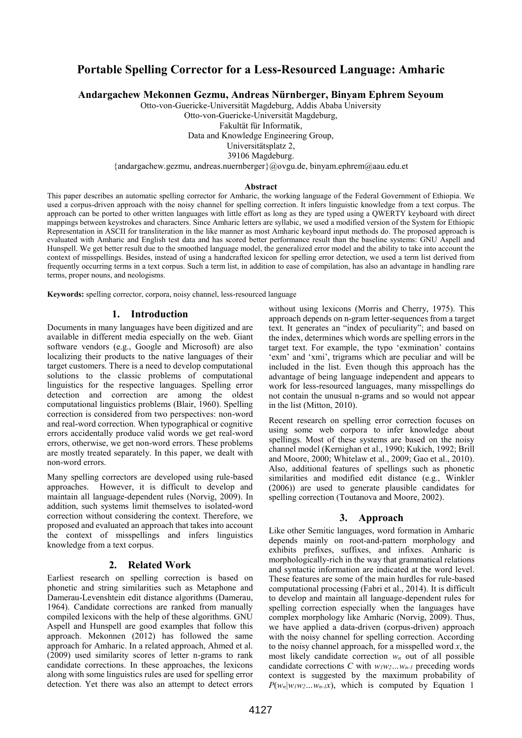# Portable Spelling Corrector for a Less-Resourced Language: Amharic

**Andargachew Mekonnen Gezmu, Andreas Nürnberger, Binyam Ephrem Seyoum**

Otto-von-Guericke-Universität Magdeburg, Addis Ababa University
Otto-von-Guericke-Universität Magdeburg,
Fakultät für Informatik,
Data and Knowledge Engineering Group,
Universitätsplatz 2,
39106 Magdeburg.
{andargachew.gezmu, andreas.nuernberger}@ovgu.de, binyam.ephrem@aau.edu.et

### Abstract

This paper describes an automatic spelling corrector for Amharic, the working language of the Federal Government of Ethiopia. We used a corpus-driven approach with the noisy channel for spelling correction. It infers linguistic knowledge from a text corpus. The approach can be ported to other written languages with little effort as long as they are typed using a QWERTY keyboard with direct mappings between keystrokes and characters. Since Amharic letters are syllabic, we used a modified version of the System for Ethiopic Representation in ASCII for transliteration in the like manner as most Amharic keyboard input methods do. The proposed approach is evaluated with Amharic and English test data and has scored better performance result than the baseline systems: GNU Aspell and Hunspell. We get better result due to the smoothed language model, the generalized error model and the ability to take into account the context of misspellings. Besides, instead of using a handcrafted lexicon for spelling error detection, we used a term list derived from frequently occurring terms in a text corpus. Such a term list, in addition to ease of compilation, has also an advantage in handling rare terms, proper nouns, and neologisms.

**Keywords:** spelling corrector, corpora, noisy channel, less-resourced language

## 1. Introduction

Documents in many languages have been digitized and are available in different media especially on the web. Giant software vendors (e.g., Google and Microsoft) are also localizing their products to the native languages of their target customers. There is a need to develop computational solutions to the classic problems of computational linguistics for the respective languages. Spelling error detection and correction are among the oldest computational linguistics problems (Blair, 1960). Spelling correction is considered from two perspectives: non-word and real-word correction. When typographical or cognitive errors accidentally produce valid words we get real-word errors, otherwise, we get non-word errors. These problems are mostly treated separately. In this paper, we dealt with non-word errors.

Many spelling correctors are developed using rule-based approaches. However, it is difficult to develop and maintain all language-dependent rules (Norvig, 2009). In addition, such systems limit themselves to isolated-word correction without considering the context. Therefore, we proposed and evaluated an approach that takes into account the context of misspellings and infers linguistics knowledge from a text corpus.

## 2. Related Work

Earliest research on spelling correction is based on phonetic and string similarities such as Metaphone and Damerau-Levenshtein edit distance algorithms (Damerau, 1964). Candidate corrections are ranked from manually compiled lexicons with the help of these algorithms. GNU Aspell and Hunspell are good examples that follow this approach. Mekonnen (2012) has followed the same approach for Amharic. In a related approach, Ahmed et al. (2009) used similarity scores of letter n-grams to rank candidate corrections. In these approaches, the lexicons along with some linguistics rules are used for spelling error detection. Yet there was also an attempt to detect errors without using lexicons (Morris and Cherry, 1975). This approach depends on n-gram letter-sequences from a target text. It generates an "index of peculiarity"; and based on the index, determines which words are spelling errors in the target text. For example, the typo 'exmination' contains 'exm' and 'xmi', trigrams which are peculiar and will be included in the list. Even though this approach has the advantage of being language independent and appears to work for less-resourced languages, many misspellings do not contain the unusual n-grams and so would not appear in the list (Mitton, 2010).

Recent research on spelling error correction focuses on using some web corpora to infer knowledge about spellings. Most of these systems are based on the noisy channel model (Kernighan et al., 1990; Kukich, 1992; Brill and Moore, 2000; Whitelaw et al., 2009; Gao et al., 2010). Also, additional features of spellings such as phonetic similarities and modified edit distance (e.g., Winkler (2006)) are used to generate plausible candidates for spelling correction (Toutanova and Moore, 2002).

## 3. Approach

Like other Semitic languages, word formation in Amharic depends mainly on root-and-pattern morphology and exhibits prefixes, suffixes, and infixes. Amharic is morphologically-rich in the way that grammatical relations and syntactic information are indicated at the word level. These features are some of the main hurdles for rule-based computational processing (Fabri et al., 2014). It is difficult to develop and maintain all language-dependent rules for spelling correction especially when the languages have complex morphology like Amharic (Norvig, 2009). Thus, we have applied a data-driven (corpus-driven) approach with the noisy channel for spelling correction. According to the noisy channel approach, for a misspelled word $x$, the most likely candidate correction $w_n$ out of all possible candidate corrections $C$ with $w_1 w_2 \ldots w_{n-1}$ preceding words context is suggested by the maximum probability of $P(w_n|w_1 w_2 \ldots w_{n-1} x)$, which is computed by Equation 1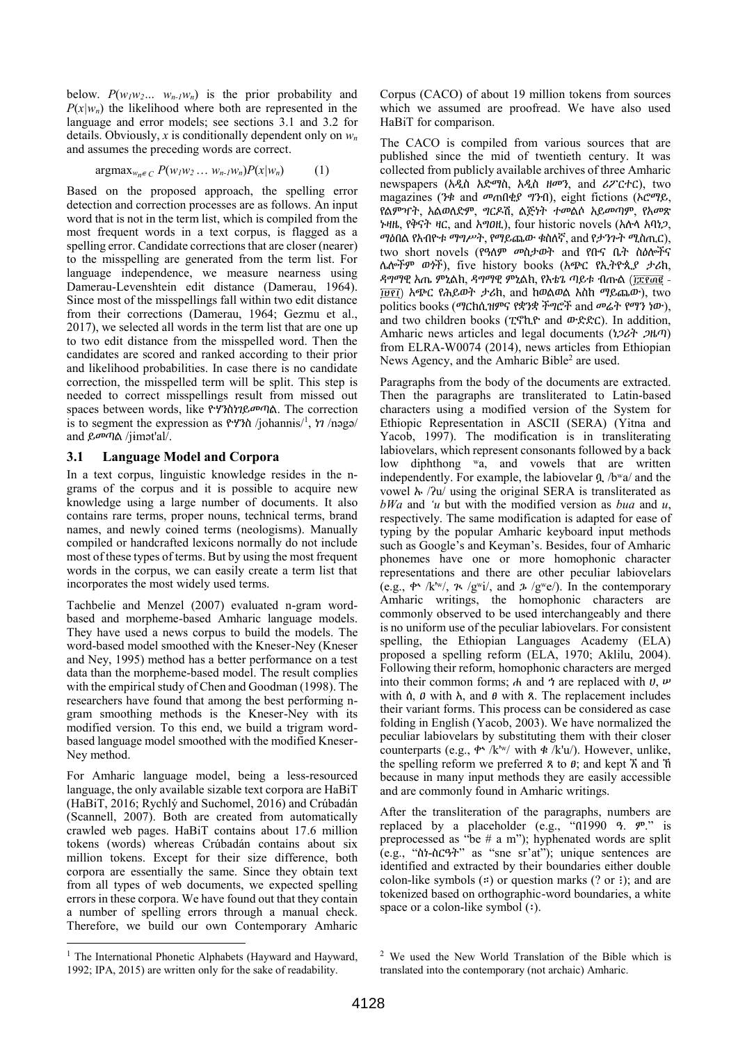below. $P(w_1w_2... w_{n-1}w_n)$ is the prior probability and $P(x|w_n)$ the likelihood where both are represented in the language and error models; see sections 3.1 and 3.2 for details. Obviously, $x$ is conditionally dependent only on $w_n$ and assumes the preceding words are correct.

$$\text{argmax}_{w_n \in C} \; P(w_1w_2 \ldots w_{n-1}w_n)P(x|w_n) \qquad (1)$$

Based on the proposed approach, the spelling error detection and correction processes are as follows. An input word that is not in the term list, which is compiled from the most frequent words in a text corpus, is flagged as a spelling error. Candidate corrections that are closer (nearer) to the misspelling are generated from the term list. For language independence, we measure nearness using Damerau-Levenshtein edit distance (Damerau, 1964). Since most of the misspellings fall within two edit distance from their corrections (Damerau, 1964; Gezmu et al., 2017), we selected all words in the term list that are one up to two edit distance from the misspelled word. Then the candidates are scored and ranked according to their prior and likelihood probabilities. In case there is no candidate correction, the misspelled term will be split. This step is needed to correct misspellings result from missed out spaces between words, like ዮሃንስነገይመጣል. The correction is to segment the expression as ዮሃንስ /johannis/[1], ነገ /nəgə/ and ይመጣል /jimət'al/.

### 3.1 Language Model and Corpora

In a text corpus, linguistic knowledge resides in the n-grams of the corpus and it is possible to acquire new knowledge using a large number of documents. It also contains rare terms, proper nouns, technical terms, brand names, and newly coined terms (neologisms). Manually compiled or handcrafted lexicons normally do not include most of these types of terms. But by using the most frequent words in the corpus, we can easily create a term list that incorporates the most widely used terms.

Tachbelie and Menzel (2007) evaluated n-gram word-based and morpheme-based Amharic language models. They have used a news corpus to build the models. The word-based model smoothed with the Kneser-Ney (Kneser and Ney, 1995) method has a better performance on a test data than the morpheme-based model. The result complies with the empirical study of Chen and Goodman (1998). The researchers have found that among the best performing n-gram smoothing methods is the Kneser-Ney with its modified version. To this end, we build a trigram word-based language model smoothed with the modified Kneser-Ney method.

For Amharic language model, being a less-resourced language, the only available sizable text corpora are HaBiT (HaBiT, 2016; Rychlý and Suchomel, 2016) and Crúbadán (Scannell, 2007). Both are created from automatically crawled web pages. HaBiT contains about 17.6 million tokens (words) whereas Crúbadán contains about six million tokens. Except for their size difference, both corpora are essentially the same. Since they obtain text from all types of web documents, we expected spelling errors in these corpora. We have found out that they contain a number of spelling errors through a manual check. Therefore, we build our own Contemporary Amharic Corpus (CACO) of about 19 million tokens from sources which we assumed are proofread. We have also used HaBiT for comparison.

The CACO is compiled from various sources that are published since the mid of twentieth century. It was collected from publicly available archives of three Amharic newspapers (አዲስ አድማስ, አዲስ ዘመን, and ሪፖርተር), two magazines (ንቁ and መጠበቂያ ግንብ), eight fictions (አሮማይ, የልምዣት, አልወለድም, ግርዶሽ, ልጅነት ተመልሶ አይመጣም, የአመጽ ኑዛዜ, የቅናት ዛር, and አግዐዚ), four historic novels (አሉላ አባነጋ, ማዕበል የአብዮቱ ማግሥት, የማይጨው ቁስለኛ, and የታንጉት ሚስጢር), two short novels (የዓለም መስታወት and የቡና ቤት ስዕሎችና ሌሎችም ወጎች), five history books (አጭር የኢትዮጲያ ታሪክ, ዳግማዊ አጤ ምኒልክ, ዳግማዊ ምኒልክ, የእቴጌ ጣይቱ ብጡል (፲፰፻፴፪ - ፲፱፻፲) አጭር የሕይወት ታሪክ, and ከወልወል እስከ ማይጨው), two politics books (ማርክሲዝምና የቋንቋ ችግሮች and መሬት የማን ነው), and two children books (ፒኖኪዮ and ውድድር). In addition, Amharic news articles and legal documents (ነጋሪት ጋዜጣ) from ELRA-W0074 (2014), news articles from Ethiopian News Agency, and the Amharic Bible[2] are used.

Paragraphs from the body of the documents are extracted. Then the paragraphs are transliterated to Latin-based characters using a modified version of the System for Ethiopic Representation in ASCII (SERA) (Yitna and Yacob, 1997). The modification is in transliterating labiovelars, which represent consonants followed by a back low diphthong ʷa, and vowels that are written independently. For example, the labiovelar ቧ /bʷa/ and the vowel ኡ /ʔu/ using the original SERA is transliterated as *bWa* and *'u* but with the modified version as *bua* and *u*, respectively. The same modification is adapted for ease of typing by the popular Amharic keyboard input methods such as Google's and Keyman's. Besides, four of Amharic phonemes have one or more homophonic character representations and there are other peculiar labiovelars (e.g., ቍ /k'ʷ/, ጕ /gʷi/, and ጔ /gʷe/). In the contemporary Amharic writings, the homophonic characters are commonly observed to be used interchangeably and there is no uniform use of the peculiar labiovelars. For consistent spelling, the Ethiopian Languages Academy (ELA) proposed a spelling reform (ELA, 1970; Aklilu, 2004). Following their reform, homophonic characters are merged into their common forms; ሐ and ኀ are replaced with ሀ, ሠ with ሰ, ዐ with አ, and ፀ with ጸ. The replacement includes their variant forms. This process can be considered as case folding in English (Yacob, 2003). We have normalized the peculiar labiovelars by substituting them with their closer counterparts (e.g., ቍ /k'ʷ/ with ቁ /k'u/). However, unlike, the spelling reform we preferred ጸ to ፀ; and kept ኽ and ኸ because in many input methods they are easily accessible and are commonly found in Amharic writings.

After the transliteration of the paragraphs, numbers are replaced by a placeholder (e.g., "በ1990 ዓ. ም." is preprocessed as "be # a m"); hyphenated words are split (e.g., "ስነ-ስርዓት" as "sne sr'at"); unique sentences are identified and extracted by their boundaries either double colon-like symbols (።) or question marks (? or ፧); and are tokenized based on orthographic-word boundaries, a white space or a colon-like symbol (፡).

[1] The International Phonetic Alphabets (Hayward and Hayward, 1992; IPA, 2015) are written only for the sake of readability.

[2] We used the New World Translation of the Bible which is translated into the contemporary (not archaic) Amharic.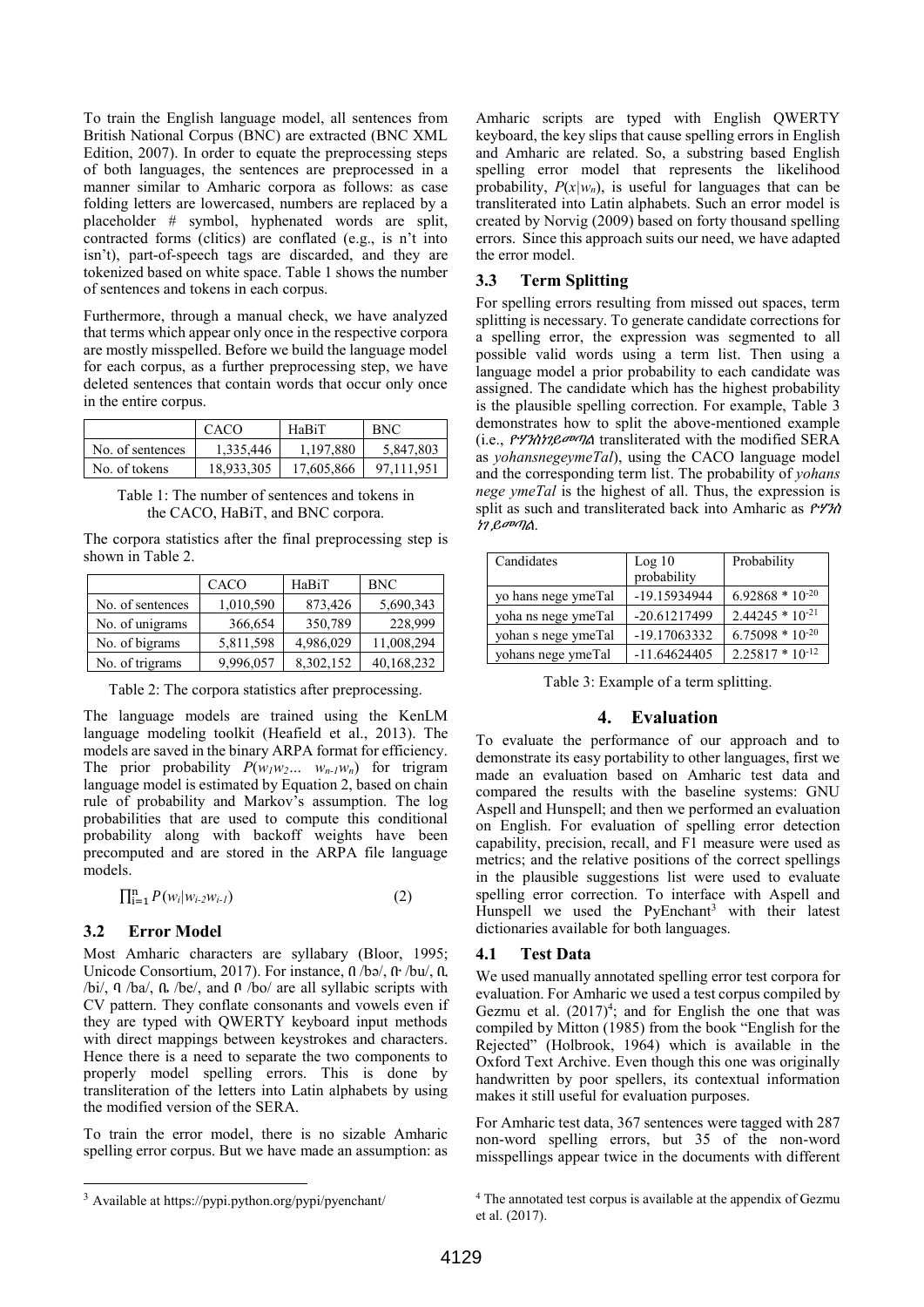To train the English language model, all sentences from British National Corpus (BNC) are extracted (BNC XML Edition, 2007). In order to equate the preprocessing steps of both languages, the sentences are preprocessed in a manner similar to Amharic corpora as follows: as case folding letters are lowercased, numbers are replaced by a placeholder # symbol, hyphenated words are split, contracted forms (clitics) are conflated (e.g., is n't into isn't), part-of-speech tags are discarded, and they are tokenized based on white space. Table 1 shows the number of sentences and tokens in each corpus.

Furthermore, through a manual check, we have analyzed that terms which appear only once in the respective corpora are mostly misspelled. Before we build the language model for each corpus, as a further preprocessing step, we have deleted sentences that contain words that occur only once in the entire corpus.

| | CACO | HaBiT | BNC |
|---|---|---|---|
| No. of sentences | 1,335,446 | 1,197,880 | 5,847,803 |
| No. of tokens | 18,933,305 | 17,605,866 | 97,111,951 |

Table 1: The number of sentences and tokens in the CACO, HaBiT, and BNC corpora.

The corpora statistics after the final preprocessing step is shown in Table 2.

| | CACO | HaBiT | BNC |
|---|---|---|---|
| No. of sentences | 1,010,590 | 873,426 | 5,690,343 |
| No. of unigrams | 366,654 | 350,789 | 228,999 |
| No. of bigrams | 5,811,598 | 4,986,029 | 11,008,294 |
| No. of trigrams | 9,996,057 | 8,302,152 | 40,168,232 |

Table 2: The corpora statistics after preprocessing.

The language models are trained using the KenLM language modeling toolkit (Heafield et al., 2013). The models are saved in the binary ARPA format for efficiency. The prior probability $P(w_1w_2 \dots w_{n-1}w_n)$ for trigram language model is estimated by Equation 2, based on chain rule of probability and Markov's assumption. The log probabilities that are used to compute this conditional probability along with backoff weights have been precomputed and are stored in the ARPA file language models.

$$\prod_{i=1}^{n} P(w_i|w_{i-2}w_{i-1}) \qquad (2)$$

### 3.2 Error Model

Most Amharic characters are syllabary (Bloor, 1995; Unicode Consortium, 2017). For instance, በ /bə/, ቡ /bu/, ቢ /bi/, ባ /ba/, ቤ /be/, and ቦ /bo/ are all syllabic scripts with CV pattern. They conflate consonants and vowels even if they are typed with QWERTY keyboard input methods with direct mappings between keystrokes and characters. Hence there is a need to separate the two components to properly model spelling errors. This is done by transliteration of the letters into Latin alphabets by using the modified version of the SERA.

To train the error model, there is no sizable Amharic spelling error corpus. But we have made an assumption: as Amharic scripts are typed with English QWERTY keyboard, the key slips that cause spelling errors in English and Amharic are related. So, a substring based English spelling error model that represents the likelihood probability, $P(x|w_n)$, is useful for languages that can be transliterated into Latin alphabets. Such an error model is created by Norvig (2009) based on forty thousand spelling errors. Since this approach suits our need, we have adapted the error model.

### 3.3 Term Splitting

For spelling errors resulting from missed out spaces, term splitting is necessary. To generate candidate corrections for a spelling error, the expression was segmented to all possible valid words using a term list. Then using a language model a prior probability to each candidate was assigned. The candidate which has the highest probability is the plausible spelling correction. For example, Table 3 demonstrates how to split the above-mentioned example (i.e., የዮሃንስነገይመጣል transliterated with the modified SERA as *yohansnegeymeTal*), using the CACO language model and the corresponding term list. The probability of *yohans nege ymeTal* is the highest of all. Thus, the expression is split as such and transliterated back into Amharic as የዮሃንስ ነገ ይመጣል.

| Candidates | Log 10 probability | Probability |
|---|---|---|
| yo hans nege ymeTal | -19.15934944 | $6.92868 * 10^{-20}$ |
| yoha ns nege ymeTal | -20.61217499 | $2.44245 * 10^{-21}$ |
| yohan s nege ymeTal | -19.17063332 | $6.75098 * 10^{-20}$ |
| yohans nege ymeTal | -11.64624405 | $2.25817 * 10^{-12}$ |

Table 3: Example of a term splitting.

## 4. Evaluation

To evaluate the performance of our approach and to demonstrate its easy portability to other languages, first we made an evaluation based on Amharic test data and compared the results with the baseline systems: GNU Aspell and Hunspell; and then we performed an evaluation on English. For evaluation of spelling error detection capability, precision, recall, and F1 measure were used as metrics; and the relative positions of the correct spellings in the plausible suggestions list were used to evaluate spelling error correction. To interface with Aspell and Hunspell we used the PyEnchant[3] with their latest dictionaries available for both languages.

### 4.1 Test Data

We used manually annotated spelling error test corpora for evaluation. For Amharic we used a test corpus compiled by Gezmu et al. (2017)[4]; and for English the one that was compiled by Mitton (1985) from the book "English for the Rejected" (Holbrook, 1964) which is available in the Oxford Text Archive. Even though this one was originally handwritten by poor spellers, its contextual information makes it still useful for evaluation purposes.

For Amharic test data, 367 sentences were tagged with 287 non-word spelling errors, but 35 of the non-word misspellings appear twice in the documents with different

[3] Available at https://pypi.python.org/pypi/pyenchant/

[4] The annotated test corpus is available at the appendix of Gezmu et al. (2017).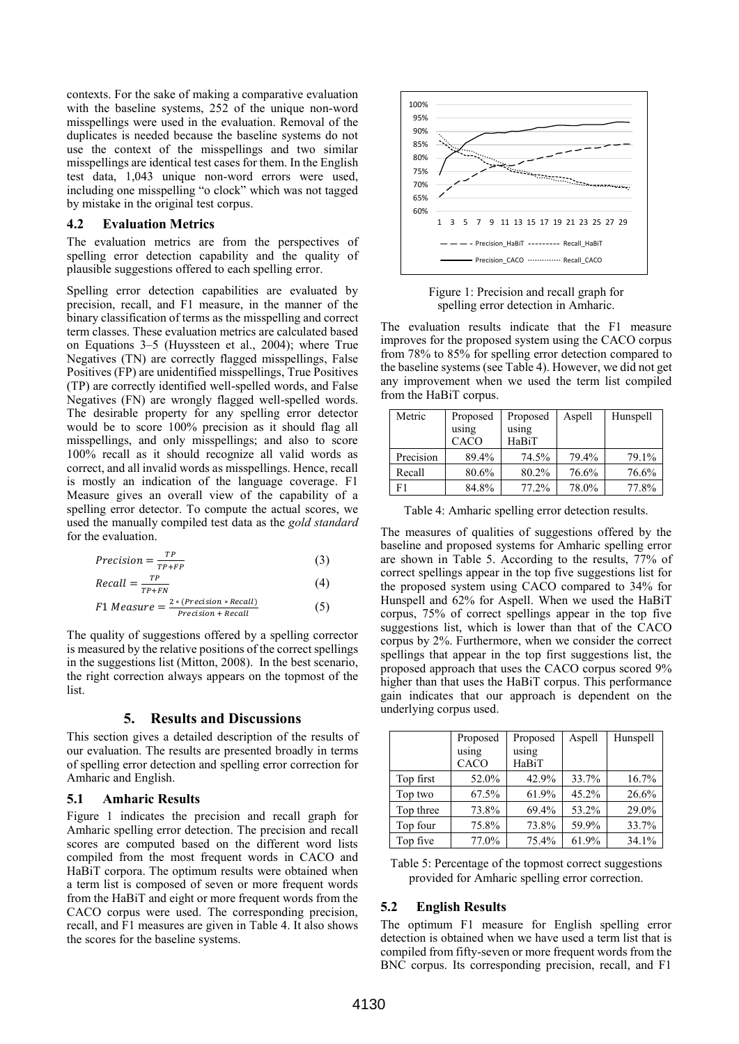contexts. For the sake of making a comparative evaluation with the baseline systems, 252 of the unique non-word misspellings were used in the evaluation. Removal of the duplicates is needed because the baseline systems do not use the context of the misspellings and two similar misspellings are identical test cases for them. In the English test data, 1,043 unique non-word errors were used, including one misspelling "o clock" which was not tagged by mistake in the original test corpus.

### 4.2 Evaluation Metrics

The evaluation metrics are from the perspectives of spelling error detection capability and the quality of plausible suggestions offered to each spelling error.

Spelling error detection capabilities are evaluated by precision, recall, and F1 measure, in the manner of the binary classification of terms as the misspelling and correct term classes. These evaluation metrics are calculated based on Equations 3–5 (Huyssteen et al., 2004); where True Negatives (TN) are correctly flagged misspellings, False Positives (FP) are unidentified misspellings, True Positives (TP) are correctly identified well-spelled words, and False Negatives (FN) are wrongly flagged well-spelled words. The desirable property for any spelling error detector would be to score 100% precision as it should flag all misspellings, and only misspellings; and also to score 100% recall as it should recognize all valid words as correct, and all invalid words as misspellings. Hence, recall is mostly an indication of the language coverage. F1 Measure gives an overall view of the capability of a spelling error detector. To compute the actual scores, we used the manually compiled test data as the *gold standard* for the evaluation.

$$Precision = \frac{TP}{TP+FP} \quad (3)$$

$$Recall = \frac{TP}{TP+FN} \quad (4)$$

$$F1\ Measure = \frac{2*(Precision*Recall)}{Precision + Recall} \quad (5)$$

The quality of suggestions offered by a spelling corrector is measured by the relative positions of the correct spellings in the suggestions list (Mitton, 2008). In the best scenario, the right correction always appears on the topmost of the list.

## 5. Results and Discussions

This section gives a detailed description of the results of our evaluation. The results are presented broadly in terms of spelling error detection and spelling error correction for Amharic and English.

### 5.1 Amharic Results

Figure 1 indicates the precision and recall graph for Amharic spelling error detection. The precision and recall scores are computed based on the different word lists compiled from the most frequent words in CACO and HaBiT corpora. The optimum results were obtained when a term list is composed of seven or more frequent words from the HaBiT and eight or more frequent words from the CACO corpus were used. The corresponding precision, recall, and F1 measures are given in Table 4. It also shows the scores for the baseline systems.

Figure 1: Precision and recall graph for spelling error detection in Amharic.

The evaluation results indicate that the F1 measure improves for the proposed system using the CACO corpus from 78% to 85% for spelling error detection compared to the baseline systems (see Table 4). However, we did not get any improvement when we used the term list compiled from the HaBiT corpus.

| Metric | Proposed using CACO | Proposed using HaBiT | Aspell | Hunspell |
|---|---|---|---|---|
| Precision | 89.4% | 74.5% | 79.4% | 79.1% |
| Recall | 80.6% | 80.2% | 76.6% | 76.6% |
| F1 | 84.8% | 77.2% | 78.0% | 77.8% |

Table 4: Amharic spelling error detection results.

The measures of qualities of suggestions offered by the baseline and proposed systems for Amharic spelling error are shown in Table 5. According to the results, 77% of correct spellings appear in the top five suggestions list for the proposed system using CACO compared to 34% for Hunspell and 62% for Aspell. When we used the HaBiT corpus, 75% of correct spellings appear in the top five suggestions list, which is lower than that of the CACO corpus by 2%. Furthermore, when we consider the correct spellings that appear in the top first suggestions list, the proposed approach that uses the CACO corpus scored 9% higher than that uses the HaBiT corpus. This performance gain indicates that our approach is dependent on the underlying corpus used.

| | Proposed using CACO | Proposed using HaBiT | Aspell | Hunspell |
|---|---|---|---|---|
| Top first | 52.0% | 42.9% | 33.7% | 16.7% |
| Top two | 67.5% | 61.9% | 45.2% | 26.6% |
| Top three | 73.8% | 69.4% | 53.2% | 29.0% |
| Top four | 75.8% | 73.8% | 59.9% | 33.7% |
| Top five | 77.0% | 75.4% | 61.9% | 34.1% |

Table 5: Percentage of the topmost correct suggestions provided for Amharic spelling error correction.

### 5.2 English Results

The optimum F1 measure for English spelling error detection is obtained when we have used a term list that is compiled from fifty-seven or more frequent words from the BNC corpus. Its corresponding precision, recall, and F1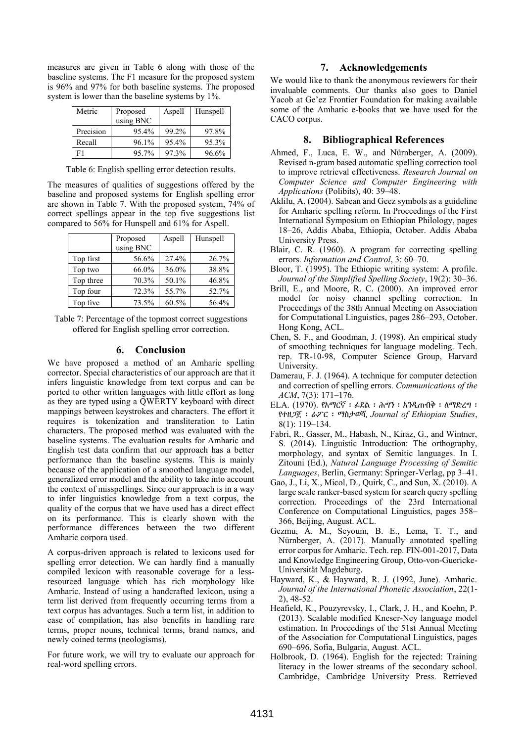measures are given in Table 6 along with those of the baseline systems. The F1 measure for the proposed system is 96% and 97% for both baseline systems. The proposed system is lower than the baseline systems by 1%.

| Metric | Proposed using BNC | Aspell | Hunspell |
|---|---|---|---|
| Precision | 95.4% | 99.2% | 97.8% |
| Recall | 96.1% | 95.4% | 95.3% |
| F1 | 95.7% | 97.3% | 96.6% |

Table 6: English spelling error detection results.

The measures of qualities of suggestions offered by the baseline and proposed systems for English spelling error are shown in Table 7. With the proposed system, 74% of correct spellings appear in the top five suggestions list compared to 56% for Hunspell and 61% for Aspell.

| | Proposed using BNC | Aspell | Hunspell |
|---|---|---|---|
| Top first | 56.6% | 27.4% | 26.7% |
| Top two | 66.0% | 36.0% | 38.8% |
| Top three | 70.3% | 50.1% | 46.8% |
| Top four | 72.3% | 55.7% | 52.7% |
| Top five | 73.5% | 60.5% | 56.4% |

Table 7: Percentage of the topmost correct suggestions offered for English spelling error correction.

## 6. Conclusion

We have proposed a method of an Amharic spelling corrector. Special characteristics of our approach are that it infers linguistic knowledge from text corpus and can be ported to other written languages with little effort as long as they are typed using a QWERTY keyboard with direct mappings between keystrokes and characters. The effort it requires is tokenization and transliteration to Latin characters. The proposed method was evaluated with the baseline systems. The evaluation results for Amharic and English test data confirm that our approach has a better performance than the baseline systems. This is mainly because of the application of a smoothed language model, generalized error model and the ability to take into account the context of misspellings. Since our approach is in a way to infer linguistics knowledge from a text corpus, the quality of the corpus that we have used has a direct effect on its performance. This is clearly shown with the performance differences between the two different Amharic corpora used.

A corpus-driven approach is related to lexicons used for spelling error detection. We can hardly find a manually compiled lexicon with reasonable coverage for a less-resourced language which has rich morphology like Amharic. Instead of using a handcrafted lexicon, using a term list derived from frequently occurring terms from a text corpus has advantages. Such a term list, in addition to ease of compilation, has also benefits in handling rare terms, proper nouns, technical terms, brand names, and newly coined terms (neologisms).

For future work, we will try to evaluate our approach for real-word spelling errors.

## 7. Acknowledgements

We would like to thank the anonymous reviewers for their invaluable comments. Our thanks also goes to Daniel Yacob at Ge'ez Frontier Foundation for making available some of the Amharic e-books that we have used for the CACO corpus.

## 8. Bibliographical References

Ahmed, F., Luca, E. W., and Nürnberger, A. (2009). Revised n-gram based automatic spelling correction tool to improve retrieval effectiveness. *Research Journal on Computer Science and Computer Engineering with Applications* (Polibits), 40: 39–48.

Aklilu, A. (2004). Sabean and Geez symbols as a guideline for Amharic spelling reform. In Proceedings of the First International Symposium on Ethiopian Philology, pages 18–26, Addis Ababa, Ethiopia, October. Addis Ababa University Press.

Blair, C. R. (1960). A program for correcting spelling errors. *Information and Control*, 3: 60–70.

Bloor, T. (1995). The Ethiopic writing system: A profile. *Journal of the Simplified Spelling Society*, 19(2): 30–36.

Brill, E., and Moore, R. C. (2000). An improved error model for noisy channel spelling correction. In Proceedings of the 38th Annual Meeting on Association for Computational Linguistics, pages 286–293, October. Hong Kong, ACL.

Chen, S. F., and Goodman, J. (1998). An empirical study of smoothing techniques for language modeling. Tech. rep. TR-10-98, Computer Science Group, Harvard University.

Damerau, F. J. (1964). A technique for computer detection and correction of spelling errors. *Communications of the ACM*, 7(3): 171–176.

ELA. (1970). የአማርኛ ፡ ፊደል ፡ ሕግን ፡ አንዲጠብቅ ፡ ለማድረግ ፡ የተዘጋጀ ፡ ራፖር ፡ ማስታወሻ, *Journal of Ethiopian Studies*, 8(1): 119–134.

Fabri, R., Gasser, M., Habash, N., Kiraz, G., and Wintner, S. (2014). Linguistic Introduction: The orthography, morphology, and syntax of Semitic languages. In I. Zitouni (Ed.), *Natural Language Processing of Semitic Languages*, Berlin, Germany: Springer-Verlag, pp 3–41.

Gao, J., Li, X., Micol, D., Quirk, C., and Sun, X. (2010). A large scale ranker-based system for search query spelling correction. Proceedings of the 23rd International Conference on Computational Linguistics, pages 358–366, Beijing, August. ACL.

Gezmu, A. M., Seyoum, B. E., Lema, T. T., and Nürnberger, A. (2017). Manually annotated spelling error corpus for Amharic. Tech. rep. FIN-001-2017, Data and Knowledge Engineering Group, Otto-von-Guericke-Universität Magdeburg.

Hayward, K., & Hayward, R. J. (1992, June). Amharic. *Journal of the International Phonetic Association*, 22(1-2), 48-52.

Heafield, K., Pouzyrevsky, I., Clark, J. H., and Koehn, P. (2013). Scalable modified Kneser-Ney language model estimation. In Proceedings of the 51st Annual Meeting of the Association for Computational Linguistics, pages 690–696, Sofia, Bulgaria, August. ACL.

Holbrook, D. (1964). English for the rejected: Training literacy in the lower streams of the secondary school. Cambridge, Cambridge University Press. Retrieved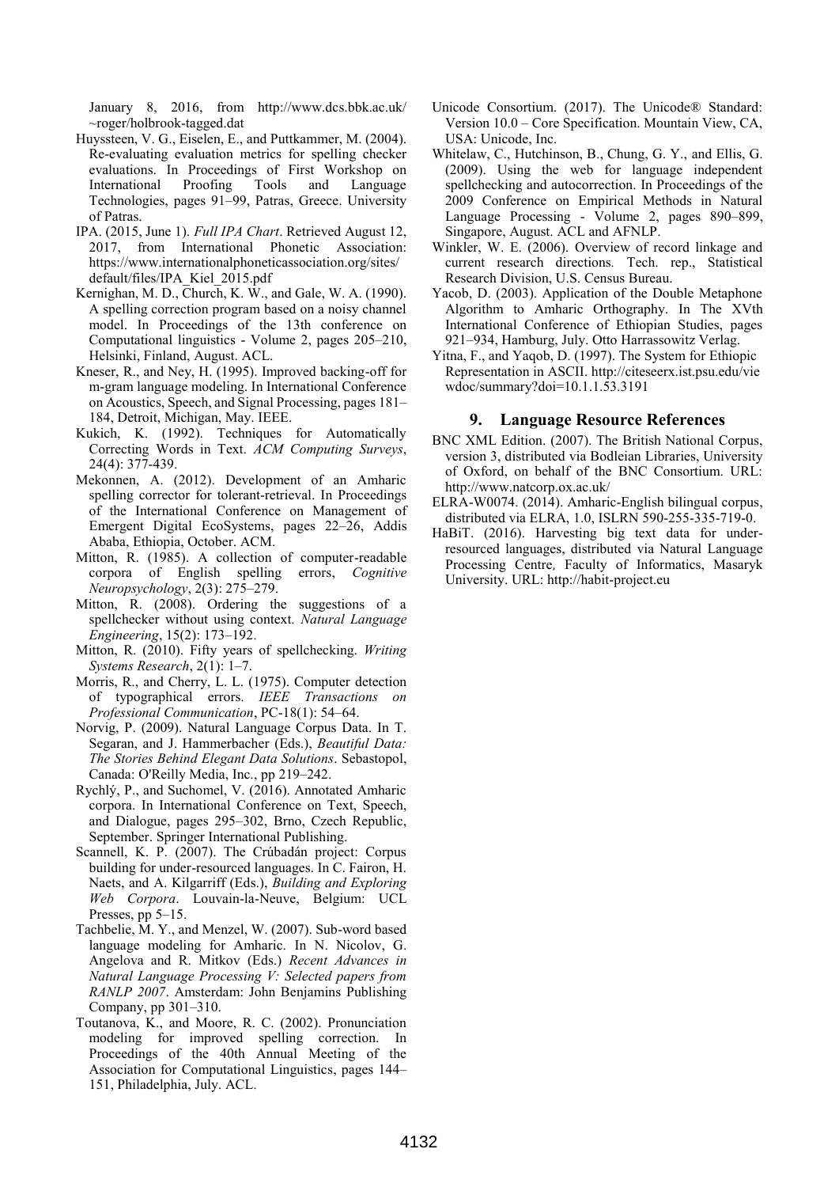January 8, 2016, from http://www.dcs.bbk.ac.uk/~roger/holbrook-tagged.dat

Huyssteen, V. G., Eiselen, E., and Puttkammer, M. (2004). Re-evaluating evaluation metrics for spelling checker evaluations. In Proceedings of First Workshop on International Proofing Tools and Language Technologies, pages 91–99, Patras, Greece. University of Patras.

IPA. (2015, June 1). *Full IPA Chart*. Retrieved August 12, 2017, from International Phonetic Association: https://www.internationalphoneticassociation.org/sites/default/files/IPA_Kiel_2015.pdf

Kernighan, M. D., Church, K. W., and Gale, W. A. (1990). A spelling correction program based on a noisy channel model. In Proceedings of the 13th conference on Computational linguistics - Volume 2, pages 205–210, Helsinki, Finland, August. ACL.

Kneser, R., and Ney, H. (1995). Improved backing-off for m-gram language modeling. In International Conference on Acoustics, Speech, and Signal Processing, pages 181–184, Detroit, Michigan, May. IEEE.

Kukich, K. (1992). Techniques for Automatically Correcting Words in Text. *ACM Computing Surveys*, 24(4): 377-439.

Mekonnen, A. (2012). Development of an Amharic spelling corrector for tolerant-retrieval. In Proceedings of the International Conference on Management of Emergent Digital EcoSystems, pages 22–26, Addis Ababa, Ethiopia, October. ACM.

Mitton, R. (1985). A collection of computer-readable corpora of English spelling errors, *Cognitive Neuropsychology*, 2(3): 275–279.

Mitton, R. (2008). Ordering the suggestions of a spellchecker without using context. *Natural Language Engineering*, 15(2): 173–192.

Mitton, R. (2010). Fifty years of spellchecking. *Writing Systems Research*, 2(1): 1–7.

Morris, R., and Cherry, L. L. (1975). Computer detection of typographical errors. *IEEE Transactions on Professional Communication*, PC-18(1): 54–64.

Norvig, P. (2009). Natural Language Corpus Data. In T. Segaran, and J. Hammerbacher (Eds.), *Beautiful Data: The Stories Behind Elegant Data Solutions*. Sebastopol, Canada: O'Reilly Media, Inc., pp 219–242.

Rychlý, P., and Suchomel, V. (2016). Annotated Amharic corpora. In International Conference on Text, Speech, and Dialogue, pages 295–302, Brno, Czech Republic, September. Springer International Publishing.

Scannell, K. P. (2007). The Crúbadán project: Corpus building for under-resourced languages. In C. Fairon, H. Naets, and A. Kilgarriff (Eds.), *Building and Exploring Web Corpora*. Louvain-la-Neuve, Belgium: UCL Presses, pp 5–15.

Tachbelie, M. Y., and Menzel, W. (2007). Sub-word based language modeling for Amharic. In N. Nicolov, G. Angelova and R. Mitkov (Eds.) *Recent Advances in Natural Language Processing V: Selected papers from RANLP 2007*. Amsterdam: John Benjamins Publishing Company, pp 301–310.

Toutanova, K., and Moore, R. C. (2002). Pronunciation modeling for improved spelling correction. In Proceedings of the 40th Annual Meeting of the Association for Computational Linguistics, pages 144–151, Philadelphia, July. ACL.

Unicode Consortium. (2017). The Unicode® Standard: Version 10.0 – Core Specification. Mountain View, CA, USA: Unicode, Inc.

Whitelaw, C., Hutchinson, B., Chung, G. Y., and Ellis, G. (2009). Using the web for language independent spellchecking and autocorrection. In Proceedings of the 2009 Conference on Empirical Methods in Natural Language Processing - Volume 2, pages 890–899, Singapore, August. ACL and AFNLP.

Winkler, W. E. (2006). Overview of record linkage and current research directions. Tech. rep., Statistical Research Division, U.S. Census Bureau.

Yacob, D. (2003). Application of the Double Metaphone Algorithm to Amharic Orthography. In The XVth International Conference of Ethiopian Studies, pages 921–934, Hamburg, July. Otto Harrassowitz Verlag.

Yitna, F., and Yaqob, D. (1997). The System for Ethiopic Representation in ASCII. http://citeseerx.ist.psu.edu/viewdoc/summary?doi=10.1.1.53.3191

## 9. Language Resource References

BNC XML Edition. (2007). The British National Corpus, version 3, distributed via Bodleian Libraries, University of Oxford, on behalf of the BNC Consortium. URL: http://www.natcorp.ox.ac.uk/

ELRA-W0074. (2014). Amharic-English bilingual corpus, distributed via ELRA, 1.0, ISLRN 590-255-335-719-0.

HaBiT. (2016). Harvesting big text data for under-resourced languages, distributed via Natural Language Processing Centre, Faculty of Informatics, Masaryk University. URL: http://habit-project.eu